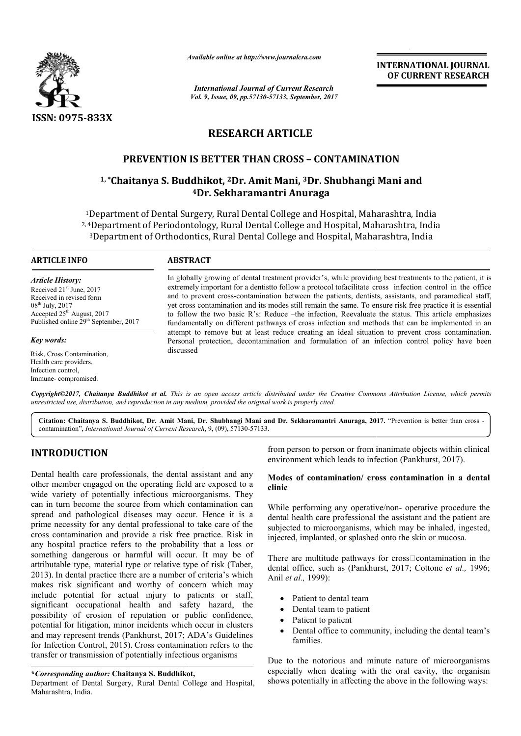ISSN: 0975-833X

*Available online at http://www.journalcra.com*

*International Journal of Current Research*
*Vol. 9, Issue, 09, pp.57130-57133, September, 2017*

**INTERNATIONAL JOURNAL OF CURRENT RESEARCH**

# RESEARCH ARTICLE

## PREVENTION IS BETTER THAN CROSS – CONTAMINATION

**[1,*] Chaitanya S. Buddhikot, [2] Dr. Amit Mani, [3] Dr. Shubhangi Mani and [4] Dr. Sekharamantri Anuraga**

[1] Department of Dental Surgery, Rural Dental College and Hospital, Maharashtra, India
[2,4] Department of Periodontology, Rural Dental College and Hospital, Maharashtra, India
[3] Department of Orthodontics, Rural Dental College and Hospital, Maharashtra, India

**ARTICLE INFO**

*Article History:*

Received 21st June, 2017
Received in revised form 08th July, 2017
Accepted 25th August, 2017
Published online 29th September, 2017

*Key words:*

Risk, Cross Contamination, Health care providers, Infection control, Immune- compromised.

**ABSTRACT**

In globally growing of dental treatment provider's, while providing best treatments to the patient, it is extremely important for a dentistto follow a protocol tofacilitate cross infection control in the office and to prevent cross-contamination between the patients, dentists, assistants, and paramedical staff, yet cross contamination and its modes still remain the same. To ensure risk free practice it is essential to follow the two basic R's: Reduce –the infection, Reevaluate the status. This article emphasizes fundamentally on different pathways of cross infection and methods that can be implemented in an attempt to remove but at least reduce creating an ideal situation to prevent cross contamination. Personal protection, decontamination and formulation of an infection control policy have been discussed

*Copyright©2017, Chaitanya Buddhikot et al. This is an open access article distributed under the Creative Commons Attribution License, which permits unrestricted use, distribution, and reproduction in any medium, provided the original work is properly cited.*

**Citation: Chaitanya S. Buddhikot, Dr. Amit Mani, Dr. Shubhangi Mani and Dr. Sekharamantri Anuraga, 2017.** "Prevention is better than cross - contamination", *International Journal of Current Research*, 9, (09), 57130-57133.

# INTRODUCTION

Dental health care professionals, the dental assistant and any other member engaged on the operating field are exposed to a wide variety of potentially infectious microorganisms. They can in turn become the source from which contamination can spread and pathological diseases may occur. Hence it is a prime necessity for any dental professional to take care of the cross contamination and provide a risk free practice. Risk in any hospital practice refers to the probability that a loss or something dangerous or harmful will occur. It may be of attributable type, material type or relative type of risk (Taber, 2013). In dental practice there are a number of criteria's which makes risk significant and worthy of concern which may include potential for actual injury to patients or staff, significant occupational health and safety hazard, the possibility of erosion of reputation or public confidence, potential for litigation, minor incidents which occur in clusters and may represent trends (Pankhurst, 2017; ADA's Guidelines for Infection Control, 2015). Cross contamination refers to the transfer or transmission of potentially infectious organisms from person to person or from inanimate objects within clinical environment which leads to infection (Pankhurst, 2017).

**\*Corresponding author:** Chaitanya S. Buddhikot,
Department of Dental Surgery, Rural Dental College and Hospital, Maharashtra, India.

### Modes of contamination/ cross contamination in a dental clinic

While performing any operative/non- operative procedure the dental health care professional the assistant and the patient are subjected to microorganisms, which may be inhaled, ingested, injected, implanted, or splashed onto the skin or mucosa.

There are multitude pathways for cross contamination in the dental office, such as (Pankhurst, 2017; Cottone *et al.,* 1996; Anil *et al.,* 1999):

- Patient to dental team
- Dental team to patient
- Patient to patient
- Dental office to community, including the dental team's families.

Due to the notorious and minute nature of microorganisms especially when dealing with the oral cavity, the organism shows potentially in affecting the above in the following ways: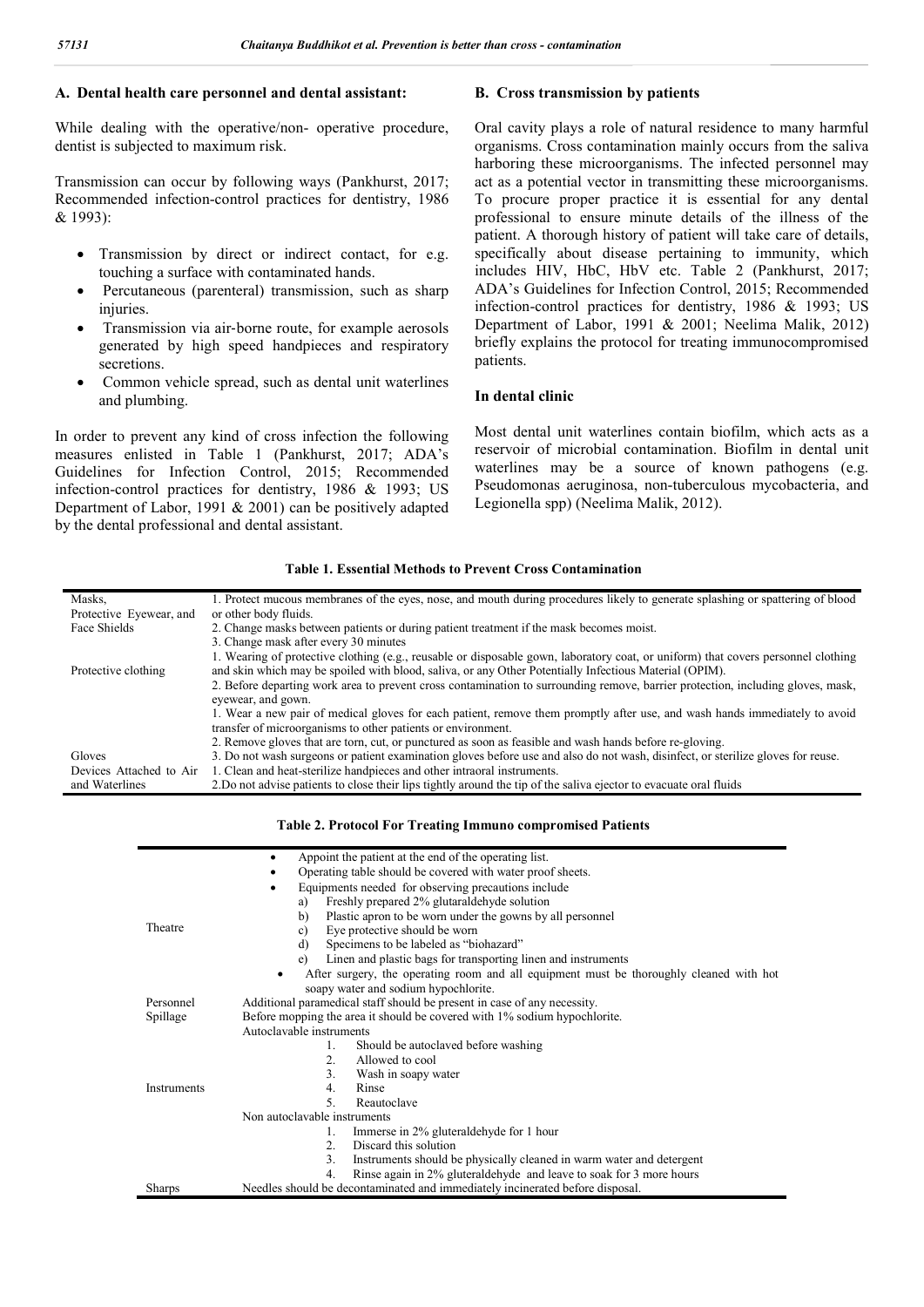### A. Dental health care personnel and dental assistant:

While dealing with the operative/non- operative procedure, dentist is subjected to maximum risk.

Transmission can occur by following ways (Pankhurst, 2017; Recommended infection-control practices for dentistry, 1986 & 1993):

- Transmission by direct or indirect contact, for e.g. touching a surface with contaminated hands.
- Percutaneous (parenteral) transmission, such as sharp injuries.
- Transmission via air-borne route, for example aerosols generated by high speed handpieces and respiratory secretions.
- Common vehicle spread, such as dental unit waterlines and plumbing.

In order to prevent any kind of cross infection the following measures enlisted in Table 1 (Pankhurst, 2017; ADA's Guidelines for Infection Control, 2015; Recommended infection-control practices for dentistry, 1986 & 1993; US Department of Labor, 1991 & 2001) can be positively adapted by the dental professional and dental assistant.

### B. Cross transmission by patients

Oral cavity plays a role of natural residence to many harmful organisms. Cross contamination mainly occurs from the saliva harboring these microorganisms. The infected personnel may act as a potential vector in transmitting these microorganisms. To procure proper practice it is essential for any dental professional to ensure minute details of the illness of the patient. A thorough history of patient will take care of details, specifically about disease pertaining to immunity, which includes HIV, HbC, HbV etc. Table 2 (Pankhurst, 2017; ADA's Guidelines for Infection Control, 2015; Recommended infection-control practices for dentistry, 1986 & 1993; US Department of Labor, 1991 & 2001; Neelima Malik, 2012) briefly explains the protocol for treating immunocompromised patients.

### In dental clinic

Most dental unit waterlines contain biofilm, which acts as a reservoir of microbial contamination. Biofilm in dental unit waterlines may be a source of known pathogens (e.g. Pseudomonas aeruginosa, non-tuberculous mycobacteria, and Legionella spp) (Neelima Malik, 2012).

**Table 1. Essential Methods to Prevent Cross Contamination**

| | |
|---|---|
| Masks, Protective Eyewear, and Face Shields | 1. Protect mucous membranes of the eyes, nose, and mouth during procedures likely to generate splashing or spattering of blood or other body fluids.<br>2. Change masks between patients or during patient treatment if the mask becomes moist.<br>3. Change mask after every 30 minutes |
| Protective clothing | 1. Wearing of protective clothing (e.g., reusable or disposable gown, laboratory coat, or uniform) that covers personnel clothing and skin which may be spoiled with blood, saliva, or any Other Potentially Infectious Material (OPIM).<br>2. Before departing work area to prevent cross contamination to surrounding remove, barrier protection, including gloves, mask, eyewear, and gown. |
| Gloves | 1. Wear a new pair of medical gloves for each patient, remove them promptly after use, and wash hands immediately to avoid transfer of microorganisms to other patients or environment.<br>2. Remove gloves that are torn, cut, or punctured as soon as feasible and wash hands before re-gloving.<br>3. Do not wash surgeons or patient examination gloves before use and also do not wash, disinfect, or sterilize gloves for reuse. |
| Devices Attached to Air and Waterlines | 1. Clean and heat-sterilize handpieces and other intraoral instruments.<br>2.Do not advise patients to close their lips tightly around the tip of the saliva ejector to evacuate oral fluids |

**Table 2. Protocol For Treating Immuno compromised Patients**

| | |
|---|---|
| Theatre | • Appoint the patient at the end of the operating list.<br>• Operating table should be covered with water proof sheets.<br>• Equipments needed for observing precautions include<br>a) Freshly prepared 2% glutaraldehyde solution<br>b) Plastic apron to be worn under the gowns by all personnel<br>c) Eye protective should be worn<br>d) Specimens to be labeled as "biohazard"<br>e) Linen and plastic bags for transporting linen and instruments<br>• After surgery, the operating room and all equipment must be thoroughly cleaned with hot soapy water and sodium hypochlorite. |
| Personnel | Additional paramedical staff should be present in case of any necessity. |
| Spillage | Before mopping the area it should be covered with 1% sodium hypochlorite. |
| Instruments | Autoclavable instruments<br>1. Should be autoclaved before washing<br>2. Allowed to cool<br>3. Wash in soapy water<br>4. Rinse<br>5. Reautoclave<br>Non autoclavable instruments<br>1. Immerse in 2% gluteraldehyde for 1 hour<br>2. Discard this solution<br>3. Instruments should be physically cleaned in warm water and detergent<br>4. Rinse again in 2% gluteraldehyde and leave to soak for 3 more hours |
| Sharps | Needles should be decontaminated and immediately incinerated before disposal. |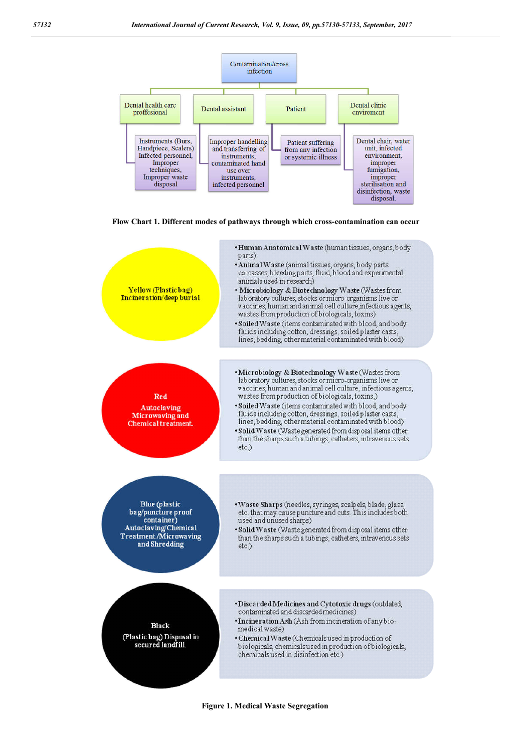Contamination/cross infection

- **Dental health care proffesional**
  - Instruments (Burs, Handpiece, Scalers) Infected personnel, Improper techniques, Improper waste disposal
- **Dental assistant**
  - Improper handelling and transferring of instruments, contaminated hand use over instruments, infected personnel
- **Patient**
  - Patient suffering from any infection or systemic illness
- **Dental clinic enviroment**
  - Dental chair, water unit, infected environment, improper fumigation, improper sterilisation and disinfection, waste disposal.

**Flow Chart 1. Different modes of pathways through which cross-contamination can occur**

**Yellow (Plastic bag) Incineration/deep burial**

- **Human Anatomical Waste** (human tissues, organs, body parts)
- **Animal Waste** (animal tissues, organs, body parts carcasses, bleeding parts, fluid, blood and experimental animals used in research)
- **Microbiology & Biotechnology Waste** (Wastes from laboratory cultures, stocks or micro-organisms live or vaccines, human and animal cell culture, infectious agents, wastes from production of biologicals, toxins)
- **Soiled Waste** (items contaminated with blood, and body fluids including cotton, dressings, soiled plaster casts, lines, bedding, other material contaminated with blood)

**Red Autoclaving Microwaving and Chemical treatment.**

- **Microbiology & Biotechnology Waste** (Wastes from laboratory cultures, stocks or micro-organisms live or vaccines, human and animal cell culture, infectious agents, wastes from production of biologicals, toxins,)
- **Soiled Waste** (items contaminated with blood, and body fluids including cotton, dressings, soiled plaster casts, lines, bedding, other material contaminated with blood)
- **Solid Waste** (Waste generated from disposal items other than the sharps such a tubings, catheters, intravenous sets etc.)

**Blue (plastic bag/puncture proof container) Autoclaving/Chemical Treatment /Microwaving and Shredding**

- **Waste Sharps** (needles, syringes, scalpels, blade, glass, etc. that may cause puncture and cuts. This includes both used and unused sharps)
- **Solid Waste** (Waste generated from disposal items other than the sharps such a tubings, catheters, intravenous sets etc.)

**Black (Plastic bag) Disposal in secured landfill.**

- **Discarded Medicines and Cytotoxic drugs** (outdated, contaminated and discarded medicines)
- **Incineration Ash** (Ash from incineration of any bio-medical waste)
- **Chemical Waste** (Chemicals used in production of biologicals, chemicals used in production of biologicals, chemicals used in disinfection etc.)

**Figure 1. Medical Waste Segregation**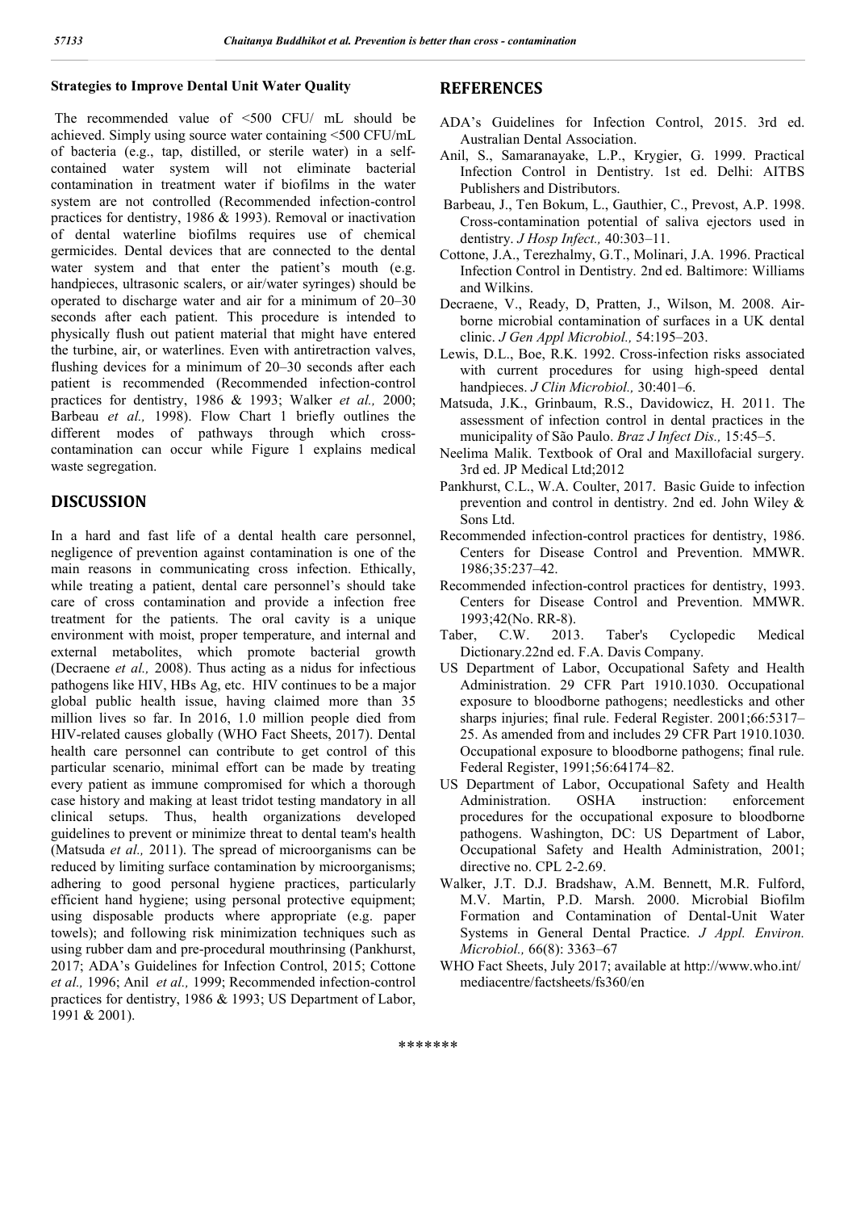### Strategies to Improve Dental Unit Water Quality

The recommended value of <500 CFU/ mL should be achieved. Simply using source water containing <500 CFU/mL of bacteria (e.g., tap, distilled, or sterile water) in a self-contained water system will not eliminate bacterial contamination in treatment water if biofilms in the water system are not controlled (Recommended infection-control practices for dentistry, 1986 & 1993). Removal or inactivation of dental waterline biofilms requires use of chemical germicides. Dental devices that are connected to the dental water system and that enter the patient's mouth (e.g. handpieces, ultrasonic scalers, or air/water syringes) should be operated to discharge water and air for a minimum of 20–30 seconds after each patient. This procedure is intended to physically flush out patient material that might have entered the turbine, air, or waterlines. Even with antiretraction valves, flushing devices for a minimum of 20–30 seconds after each patient is recommended (Recommended infection-control practices for dentistry, 1986 & 1993; Walker *et al.,* 2000; Barbeau *et al.,* 1998). Flow Chart 1 briefly outlines the different modes of pathways through which cross-contamination can occur while Figure 1 explains medical waste segregation.

## DISCUSSION

In a hard and fast life of a dental health care personnel, negligence of prevention against contamination is one of the main reasons in communicating cross infection. Ethically, while treating a patient, dental care personnel's should take care of cross contamination and provide a infection free treatment for the patients. The oral cavity is a unique environment with moist, proper temperature, and internal and external metabolites, which promote bacterial growth (Decraene *et al.,* 2008). Thus acting as a nidus for infectious pathogens like HIV, HBs Ag, etc. HIV continues to be a major global public health issue, having claimed more than 35 million lives so far. In 2016, 1.0 million people died from HIV-related causes globally (WHO Fact Sheets, 2017). Dental health care personnel can contribute to get control of this particular scenario, minimal effort can be made by treating every patient as immune compromised for which a thorough case history and making at least tridot testing mandatory in all clinical setups. Thus, health organizations developed guidelines to prevent or minimize threat to dental team's health (Matsuda *et al.,* 2011). The spread of microorganisms can be reduced by limiting surface contamination by microorganisms; adhering to good personal hygiene practices, particularly efficient hand hygiene; using personal protective equipment; using disposable products where appropriate (e.g. paper towels); and following risk minimization techniques such as using rubber dam and pre-procedural mouthrinsing (Pankhurst, 2017; ADA's Guidelines for Infection Control, 2015; Cottone *et al.,* 1996; Anil *et al.,* 1999; Recommended infection-control practices for dentistry, 1986 & 1993; US Department of Labor, 1991 & 2001).

## REFERENCES

ADA's Guidelines for Infection Control, 2015. 3rd ed. Australian Dental Association.

Anil, S., Samaranayake, L.P., Krygier, G. 1999. Practical Infection Control in Dentistry. 1st ed. Delhi: AITBS Publishers and Distributors.

Barbeau, J., Ten Bokum, L., Gauthier, C., Prevost, A.P. 1998. Cross-contamination potential of saliva ejectors used in dentistry. *J Hosp Infect.,* 40:303–11.

Cottone, J.A., Terezhalmy, G.T., Molinari, J.A. 1996. Practical Infection Control in Dentistry. 2nd ed. Baltimore: Williams and Wilkins.

Decraene, V., Ready, D, Pratten, J., Wilson, M. 2008. Air-borne microbial contamination of surfaces in a UK dental clinic. *J Gen Appl Microbiol.,* 54:195–203.

Lewis, D.L., Boe, R.K. 1992. Cross-infection risks associated with current procedures for using high-speed dental handpieces. *J Clin Microbiol.,* 30:401–6.

Matsuda, J.K., Grinbaum, R.S., Davidowicz, H. 2011. The assessment of infection control in dental practices in the municipality of São Paulo. *Braz J Infect Dis.,* 15:45–5.

Neelima Malik. Textbook of Oral and Maxillofacial surgery. 3rd ed. JP Medical Ltd;2012

Pankhurst, C.L., W.A. Coulter, 2017. Basic Guide to infection prevention and control in dentistry. 2nd ed. John Wiley & Sons Ltd.

Recommended infection-control practices for dentistry, 1986. Centers for Disease Control and Prevention. MMWR. 1986;35:237–42.

Recommended infection-control practices for dentistry, 1993. Centers for Disease Control and Prevention. MMWR. 1993;42(No. RR-8).

Taber, C.W. 2013. Taber's Cyclopedic Medical Dictionary.22nd ed. F.A. Davis Company.

US Department of Labor, Occupational Safety and Health Administration. 29 CFR Part 1910.1030. Occupational exposure to bloodborne pathogens; needlesticks and other sharps injuries; final rule. Federal Register. 2001;66:5317–25. As amended from and includes 29 CFR Part 1910.1030. Occupational exposure to bloodborne pathogens; final rule. Federal Register, 1991;56:64174–82.

US Department of Labor, Occupational Safety and Health Administration. OSHA instruction: enforcement procedures for the occupational exposure to bloodborne pathogens. Washington, DC: US Department of Labor, Occupational Safety and Health Administration, 2001; directive no. CPL 2-2.69.

Walker, J.T. D.J. Bradshaw, A.M. Bennett, M.R. Fulford, M.V. Martin, P.D. Marsh. 2000. Microbial Biofilm Formation and Contamination of Dental-Unit Water Systems in General Dental Practice. *J Appl. Environ. Microbiol.,* 66(8): 3363–67

WHO Fact Sheets, July 2017; available at http://www.who.int/ mediacentre/factsheets/fs360/en

*******